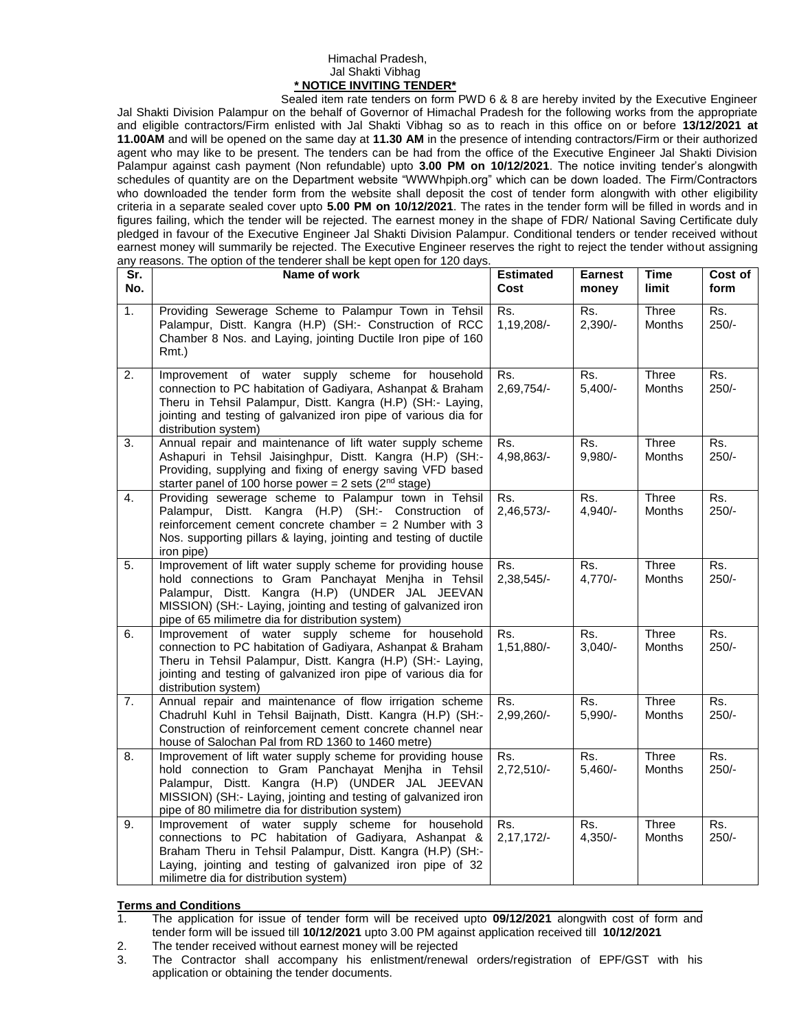Himachal Pradesh,
Jal Shakti Vibhag

**\* NOTICE INVITING TENDER\***

Sealed item rate tenders on form PWD 6 & 8 are hereby invited by the Executive Engineer Jal Shakti Division Palampur on the behalf of Governor of Himachal Pradesh for the following works from the appropriate and eligible contractors/Firm enlisted with Jal Shakti Vibhag so as to reach in this office on or before **13/12/2021 at 11.00AM** and will be opened on the same day at **11.30 AM** in the presence of intending contractors/Firm or their authorized agent who may like to be present. The tenders can be had from the office of the Executive Engineer Jal Shakti Division Palampur against cash payment (Non refundable) upto **3.00 PM on 10/12/2021**. The notice inviting tender's alongwith schedules of quantity are on the Department website "WWWhpiph.org" which can be down loaded. The Firm/Contractors who downloaded the tender form from the website shall deposit the cost of tender form alongwith with other eligibility criteria in a separate sealed cover upto **5.00 PM on 10/12/2021**. The rates in the tender form will be filled in words and in figures failing, which the tender will be rejected. The earnest money in the shape of FDR/ National Saving Certificate duly pledged in favour of the Executive Engineer Jal Shakti Division Palampur. Conditional tenders or tender received without earnest money will summarily be rejected. The Executive Engineer reserves the right to reject the tender without assigning any reasons. The option of the tenderer shall be kept open for 120 days.

| Sr. No. | Name of work | Estimated Cost | Earnest money | Time limit | Cost of form |
|---|---|---|---|---|---|
| 1. | Providing Sewerage Scheme to Palampur Town in Tehsil Palampur, Distt. Kangra (H.P) (SH:- Construction of RCC Chamber 8 Nos. and Laying, jointing Ductile Iron pipe of 160 Rmt.) | Rs. 1,19,208/- | Rs. 2,390/- | Three Months | Rs. 250/- |
| 2. | Improvement of water supply scheme for household connection to PC habitation of Gadiyara, Ashanpat & Braham Theru in Tehsil Palampur, Distt. Kangra (H.P) (SH:- Laying, jointing and testing of galvanized iron pipe of various dia for distribution system) | Rs. 2,69,754/- | Rs. 5,400/- | Three Months | Rs. 250/- |
| 3. | Annual repair and maintenance of lift water supply scheme Ashapuri in Tehsil Jaisinghpur, Distt. Kangra (H.P) (SH:- Providing, supplying and fixing of energy saving VFD based starter panel of 100 horse power = 2 sets (2nd stage) | Rs. 4,98,863/- | Rs. 9,980/- | Three Months | Rs. 250/- |
| 4. | Providing sewerage scheme to Palampur town in Tehsil Palampur, Distt. Kangra (H.P) (SH:- Construction of reinforcement cement concrete chamber = 2 Number with 3 Nos. supporting pillars & laying, jointing and testing of ductile iron pipe) | Rs. 2,46,573/- | Rs. 4,940/- | Three Months | Rs. 250/- |
| 5. | Improvement of lift water supply scheme for providing house hold connections to Gram Panchayat Menjha in Tehsil Palampur, Distt. Kangra (H.P) (UNDER JAL JEEVAN MISSION) (SH:- Laying, jointing and testing of galvanized iron pipe of 65 milimetre dia for distribution system) | Rs. 2,38,545/- | Rs. 4,770/- | Three Months | Rs. 250/- |
| 6. | Improvement of water supply scheme for household connection to PC habitation of Gadiyara, Ashanpat & Braham Theru in Tehsil Palampur, Distt. Kangra (H.P) (SH:- Laying, jointing and testing of galvanized iron pipe of various dia for distribution system) | Rs. 1,51,880/- | Rs. 3,040/- | Three Months | Rs. 250/- |
| 7. | Annual repair and maintenance of flow irrigation scheme Chadruhl Kuhl in Tehsil Baijnath, Distt. Kangra (H.P) (SH:- Construction of reinforcement cement concrete channel near house of Salochan Pal from RD 1360 to 1460 metre) | Rs. 2,99,260/- | Rs. 5,990/- | Three Months | Rs. 250/- |
| 8. | Improvement of lift water supply scheme for providing house hold connection to Gram Panchayat Menjha in Tehsil Palampur, Distt. Kangra (H.P) (UNDER JAL JEEVAN MISSION) (SH:- Laying, jointing and testing of galvanized iron pipe of 80 milimetre dia for distribution system) | Rs. 2,72,510/- | Rs. 5,460/- | Three Months | Rs. 250/- |
| 9. | Improvement of water supply scheme for household connections to PC habitation of Gadiyara, Ashanpat & Braham Theru in Tehsil Palampur, Distt. Kangra (H.P) (SH:- Laying, jointing and testing of galvanized iron pipe of 32 milimetre dia for distribution system) | Rs. 2,17,172/- | Rs. 4,350/- | Three Months | Rs. 250/- |

**Terms and Conditions**

1. The application for issue of tender form will be received upto **09/12/2021** alongwith cost of form and tender form will be issued till **10/12/2021** upto 3.00 PM against application received till **10/12/2021**
2. The tender received without earnest money will be rejected
3. The Contractor shall accompany his enlistment/renewal orders/registration of EPF/GST with his application or obtaining the tender documents.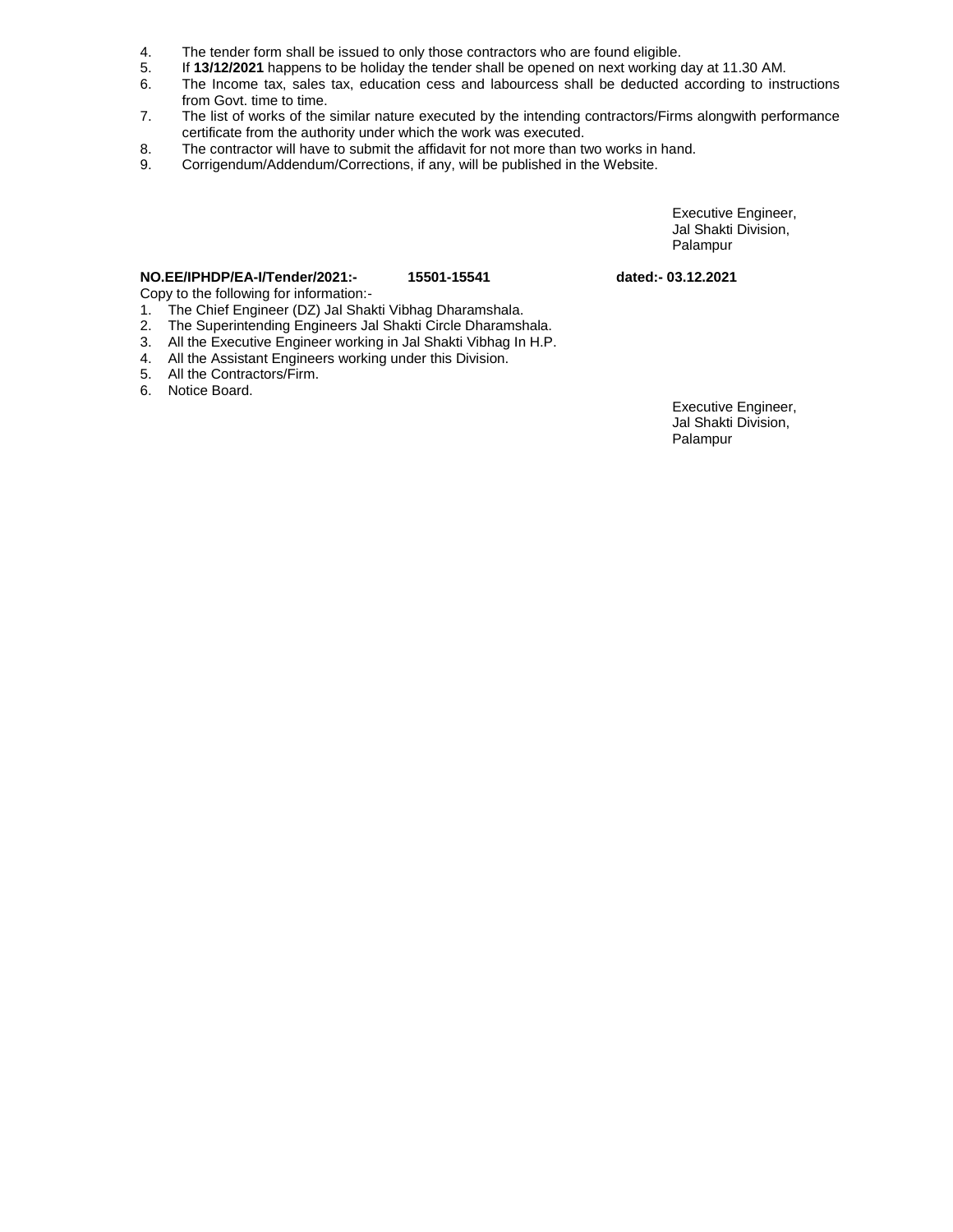4. The tender form shall be issued to only those contractors who are found eligible.
5. If **13/12/2021** happens to be holiday the tender shall be opened on next working day at 11.30 AM.
6. The Income tax, sales tax, education cess and labourcess shall be deducted according to instructions from Govt. time to time.
7. The list of works of the similar nature executed by the intending contractors/Firms alongwith performance certificate from the authority under which the work was executed.
8. The contractor will have to submit the affidavit for not more than two works in hand.
9. Corrigendum/Addendum/Corrections, if any, will be published in the Website.

Executive Engineer,
Jal Shakti Division,
Palampur

**NO.EE/IPHDP/EA-I/Tender/2021:- 15501-15541 dated:- 03.12.2021**

Copy to the following for information:-

1. The Chief Engineer (DZ) Jal Shakti Vibhag Dharamshala.
2. The Superintending Engineers Jal Shakti Circle Dharamshala.
3. All the Executive Engineer working in Jal Shakti Vibhag In H.P.
4. All the Assistant Engineers working under this Division.
5. All the Contractors/Firm.
6. Notice Board.

Executive Engineer,
Jal Shakti Division,
Palampur